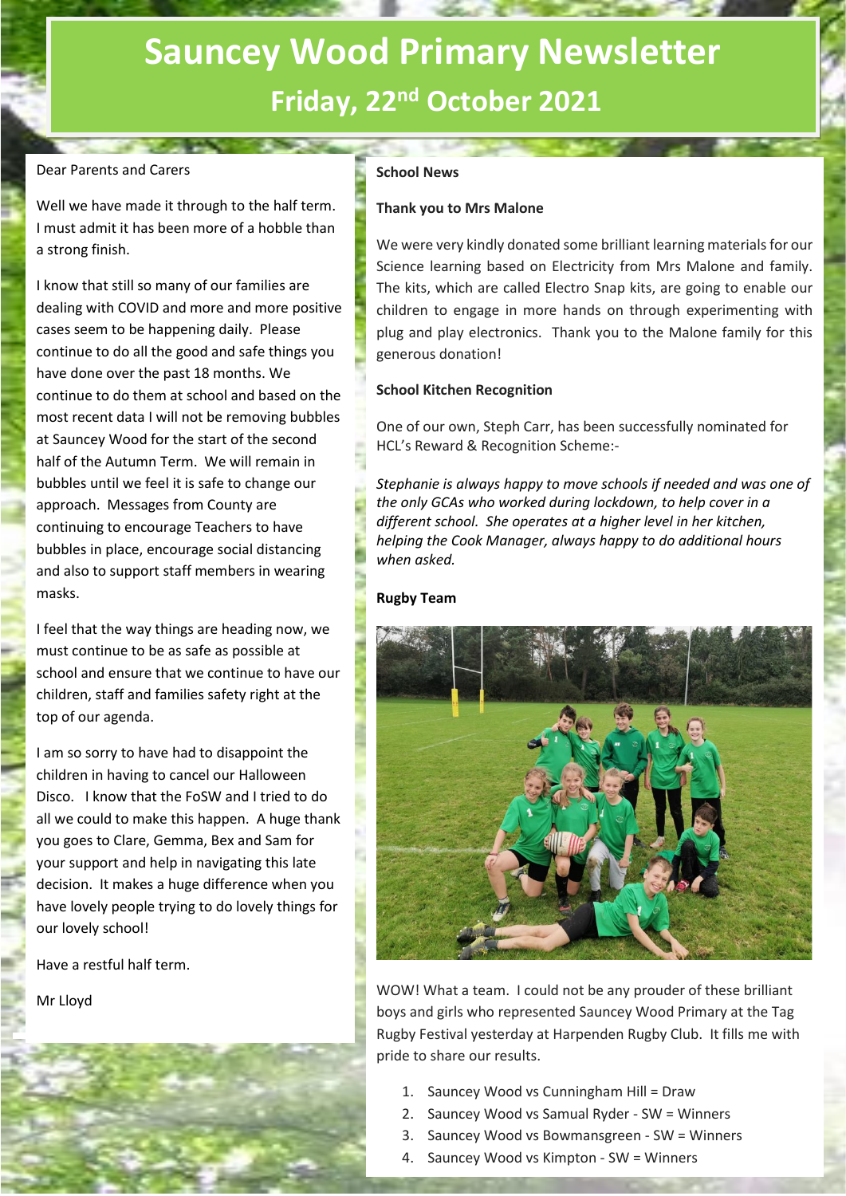# Sauncey Wood Primary Newsletter

## Friday, 22nd October 2021

Dear Parents and Carers

Well we have made it through to the half term. I must admit it has been more of a hobble than a strong finish.

I know that still so many of our families are dealing with COVID and more and more positive cases seem to be happening daily. Please continue to do all the good and safe things you have done over the past 18 months. We continue to do them at school and based on the most recent data I will not be removing bubbles at Sauncey Wood for the start of the second half of the Autumn Term. We will remain in bubbles until we feel it is safe to change our approach. Messages from County are continuing to encourage Teachers to have bubbles in place, encourage social distancing and also to support staff members in wearing masks.

I feel that the way things are heading now, we must continue to be as safe as possible at school and ensure that we continue to have our children, staff and families safety right at the top of our agenda.

I am so sorry to have had to disappoint the children in having to cancel our Halloween Disco. I know that the FoSW and I tried to do all we could to make this happen. A huge thank you goes to Clare, Gemma, Bex and Sam for your support and help in navigating this late decision. It makes a huge difference when you have lovely people trying to do lovely things for our lovely school!

Have a restful half term.

Mr Lloyd

**School News**

**Thank you to Mrs Malone**

We were very kindly donated some brilliant learning materials for our Science learning based on Electricity from Mrs Malone and family. The kits, which are called Electro Snap kits, are going to enable our children to engage in more hands on through experimenting with plug and play electronics. Thank you to the Malone family for this generous donation!

**School Kitchen Recognition**

One of our own, Steph Carr, has been successfully nominated for HCL's Reward & Recognition Scheme:-

*Stephanie is always happy to move schools if needed and was one of the only GCAs who worked during lockdown, to help cover in a different school. She operates at a higher level in her kitchen, helping the Cook Manager, always happy to do additional hours when asked.*

**Rugby Team**

WOW! What a team. I could not be any prouder of these brilliant boys and girls who represented Sauncey Wood Primary at the Tag Rugby Festival yesterday at Harpenden Rugby Club. It fills me with pride to share our results.

1. Sauncey Wood vs Cunningham Hill = Draw
2. Sauncey Wood vs Samual Ryder - SW = Winners
3. Sauncey Wood vs Bowmansgreen - SW = Winners
4. Sauncey Wood vs Kimpton - SW = Winners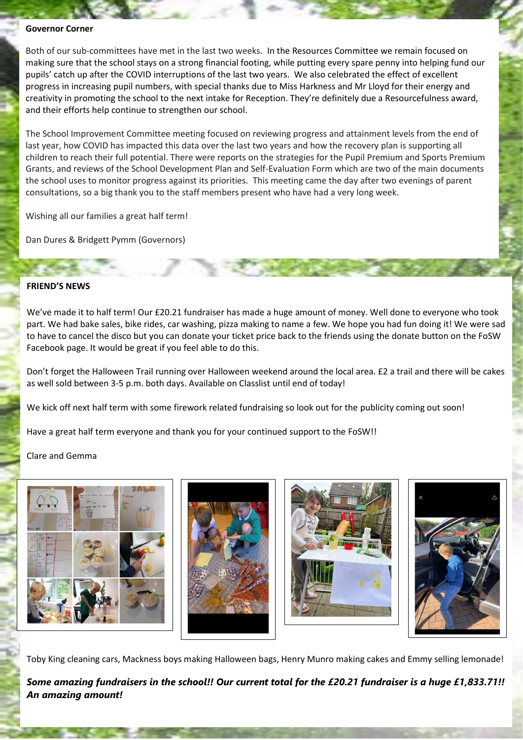**Governor Corner**

Both of our sub-committees have met in the last two weeks. In the Resources Committee we remain focused on making sure that the school stays on a strong financial footing, while putting every spare penny into helping fund our pupils' catch up after the COVID interruptions of the last two years. We also celebrated the effect of excellent progress in increasing pupil numbers, with special thanks due to Miss Harkness and Mr Lloyd for their energy and creativity in promoting the school to the next intake for Reception. They're definitely due a Resourcefulness award, and their efforts help continue to strengthen our school.

The School Improvement Committee meeting focused on reviewing progress and attainment levels from the end of last year, how COVID has impacted this data over the last two years and how the recovery plan is supporting all children to reach their full potential. There were reports on the strategies for the Pupil Premium and Sports Premium Grants, and reviews of the School Development Plan and Self-Evaluation Form which are two of the main documents the school uses to monitor progress against its priorities. This meeting came the day after two evenings of parent consultations, so a big thank you to the staff members present who have had a very long week.

Wishing all our families a great half term!

Dan Dures & Bridgett Pymm (Governors)

**FRIEND'S NEWS**

We've made it to half term! Our £20.21 fundraiser has made a huge amount of money. Well done to everyone who took part. We had bake sales, bike rides, car washing, pizza making to name a few. We hope you had fun doing it! We were sad to have to cancel the disco but you can donate your ticket price back to the friends using the donate button on the FoSW Facebook page. It would be great if you feel able to do this.

Don't forget the Halloween Trail running over Halloween weekend around the local area. £2 a trail and there will be cakes as well sold between 3-5 p.m. both days. Available on Classlist until end of today!

We kick off next half term with some firework related fundraising so look out for the publicity coming out soon!

Have a great half term everyone and thank you for your continued support to the FoSW!!

Clare and Gemma

Toby King cleaning cars, Mackness boys making Halloween bags, Henry Munro making cakes and Emmy selling lemonade!

***Some amazing fundraisers in the school!! Our current total for the £20.21 fundraiser is a huge £1,833.71!! An amazing amount!***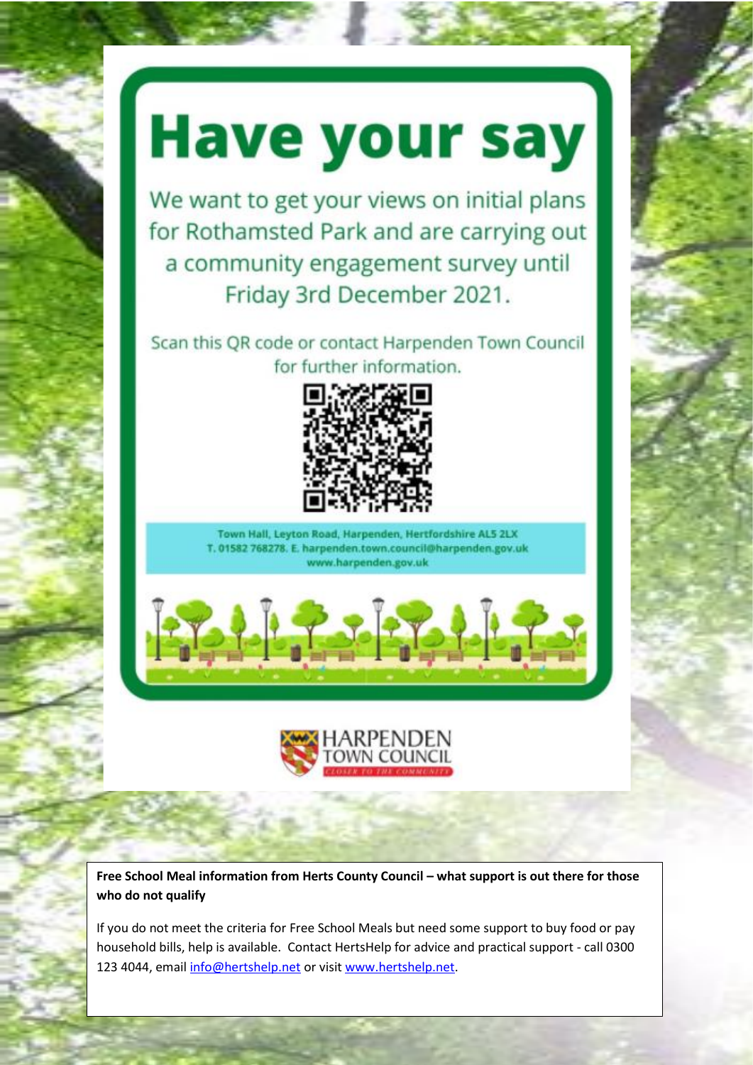# Have your say

We want to get your views on initial plans for Rothamsted Park and are carrying out a community engagement survey until Friday 3rd December 2021.

Scan this QR code or contact Harpenden Town Council for further information.

Town Hall, Leyton Road, Harpenden, Hertfordshire AL5 2LX
T. 01582 768278. E. harpenden.town.council@harpenden.gov.uk
www.harpenden.gov.uk

HARPENDEN TOWN COUNCIL
CLOSER TO THE COMMUNITY

**Free School Meal information from Herts County Council – what support is out there for those who do not qualify**

If you do not meet the criteria for Free School Meals but need some support to buy food or pay household bills, help is available. Contact HertsHelp for advice and practical support - call 0300 123 4044, email info@hertshelp.net or visit www.hertshelp.net.